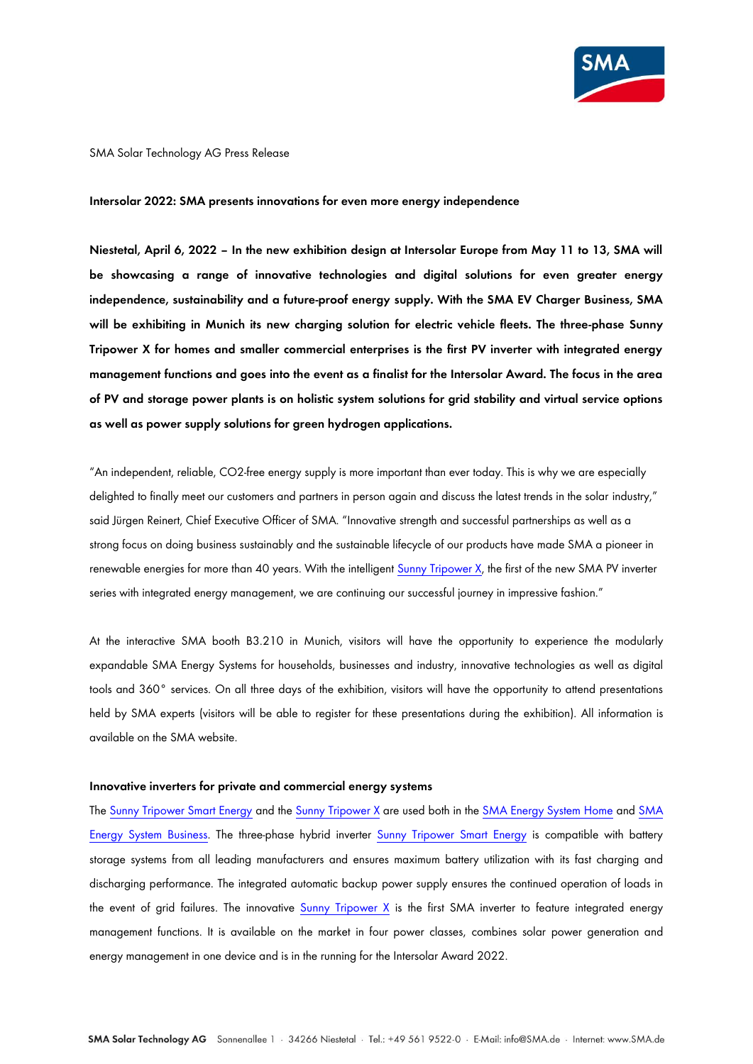SMA Solar Technology AG Press Release

**Intersolar 2022: SMA presents innovations for even more energy independence**

**Niestetal, April 6, 2022 – In the new exhibition design at Intersolar Europe from May 11 to 13, SMA will be showcasing a range of innovative technologies and digital solutions for even greater energy independence, sustainability and a future-proof energy supply. With the SMA EV Charger Business, SMA will be exhibiting in Munich its new charging solution for electric vehicle fleets. The three-phase Sunny Tripower X for homes and smaller commercial enterprises is the first PV inverter with integrated energy management functions and goes into the event as a finalist for the Intersolar Award. The focus in the area of PV and storage power plants is on holistic system solutions for grid stability and virtual service options as well as power supply solutions for green hydrogen applications.**

"An independent, reliable, CO2-free energy supply is more important than ever today. This is why we are especially delighted to finally meet our customers and partners in person again and discuss the latest trends in the solar industry," said Jürgen Reinert, Chief Executive Officer of SMA. "Innovative strength and successful partnerships as well as a strong focus on doing business sustainably and the sustainable lifecycle of our products have made SMA a pioneer in renewable energies for more than 40 years. With the intelligent Sunny Tripower X, the first of the new SMA PV inverter series with integrated energy management, we are continuing our successful journey in impressive fashion."

At the interactive SMA booth B3.210 in Munich, visitors will have the opportunity to experience the modularly expandable SMA Energy Systems for households, businesses and industry, innovative technologies as well as digital tools and 360° services. On all three days of the exhibition, visitors will have the opportunity to attend presentations held by SMA experts (visitors will be able to register for these presentations during the exhibition). All information is available on the SMA website.

**Innovative inverters for private and commercial energy systems**

The Sunny Tripower Smart Energy and the Sunny Tripower X are used both in the SMA Energy System Home and SMA Energy System Business. The three-phase hybrid inverter Sunny Tripower Smart Energy is compatible with battery storage systems from all leading manufacturers and ensures maximum battery utilization with its fast charging and discharging performance. The integrated automatic backup power supply ensures the continued operation of loads in the event of grid failures. The innovative Sunny Tripower X is the first SMA inverter to feature integrated energy management functions. It is available on the market in four power classes, combines solar power generation and energy management in one device and is in the running for the Intersolar Award 2022.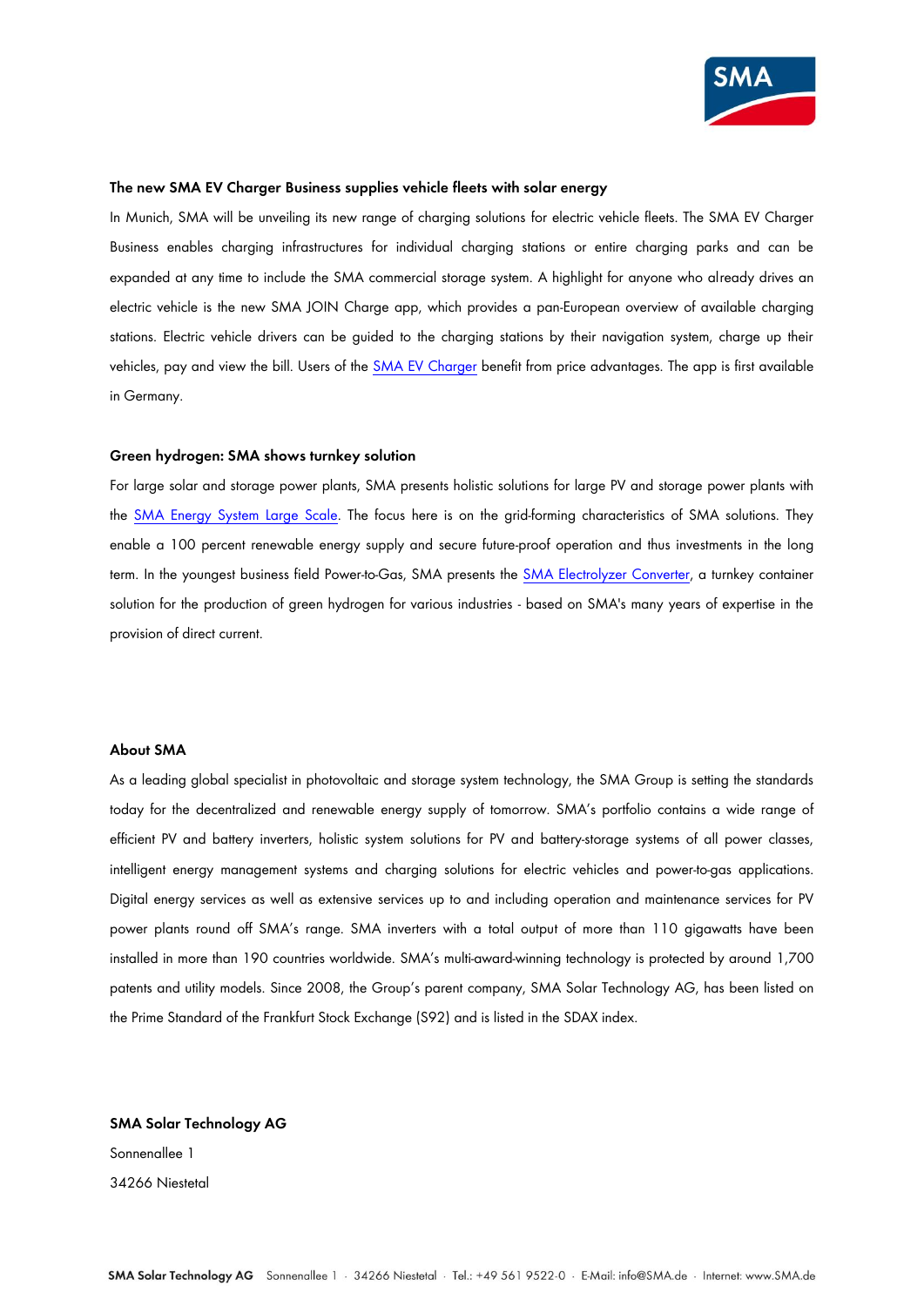**The new SMA EV Charger Business supplies vehicle fleets with solar energy**

In Munich, SMA will be unveiling its new range of charging solutions for electric vehicle fleets. The SMA EV Charger Business enables charging infrastructures for individual charging stations or entire charging parks and can be expanded at any time to include the SMA commercial storage system. A highlight for anyone who already drives an electric vehicle is the new SMA JOIN Charge app, which provides a pan-European overview of available charging stations. Electric vehicle drivers can be guided to the charging stations by their navigation system, charge up their vehicles, pay and view the bill. Users of the SMA EV Charger benefit from price advantages. The app is first available in Germany.

**Green hydrogen: SMA shows turnkey solution**

For large solar and storage power plants, SMA presents holistic solutions for large PV and storage power plants with the SMA Energy System Large Scale. The focus here is on the grid-forming characteristics of SMA solutions. They enable a 100 percent renewable energy supply and secure future-proof operation and thus investments in the long term. In the youngest business field Power-to-Gas, SMA presents the SMA Electrolyzer Converter, a turnkey container solution for the production of green hydrogen for various industries - based on SMA's many years of expertise in the provision of direct current.

**About SMA**

As a leading global specialist in photovoltaic and storage system technology, the SMA Group is setting the standards today for the decentralized and renewable energy supply of tomorrow. SMA's portfolio contains a wide range of efficient PV and battery inverters, holistic system solutions for PV and battery-storage systems of all power classes, intelligent energy management systems and charging solutions for electric vehicles and power-to-gas applications. Digital energy services as well as extensive services up to and including operation and maintenance services for PV power plants round off SMA's range. SMA inverters with a total output of more than 110 gigawatts have been installed in more than 190 countries worldwide. SMA's multi-award-winning technology is protected by around 1,700 patents and utility models. Since 2008, the Group's parent company, SMA Solar Technology AG, has been listed on the Prime Standard of the Frankfurt Stock Exchange (S92) and is listed in the SDAX index.

**SMA Solar Technology AG**

Sonnenallee 1

34266 Niestetal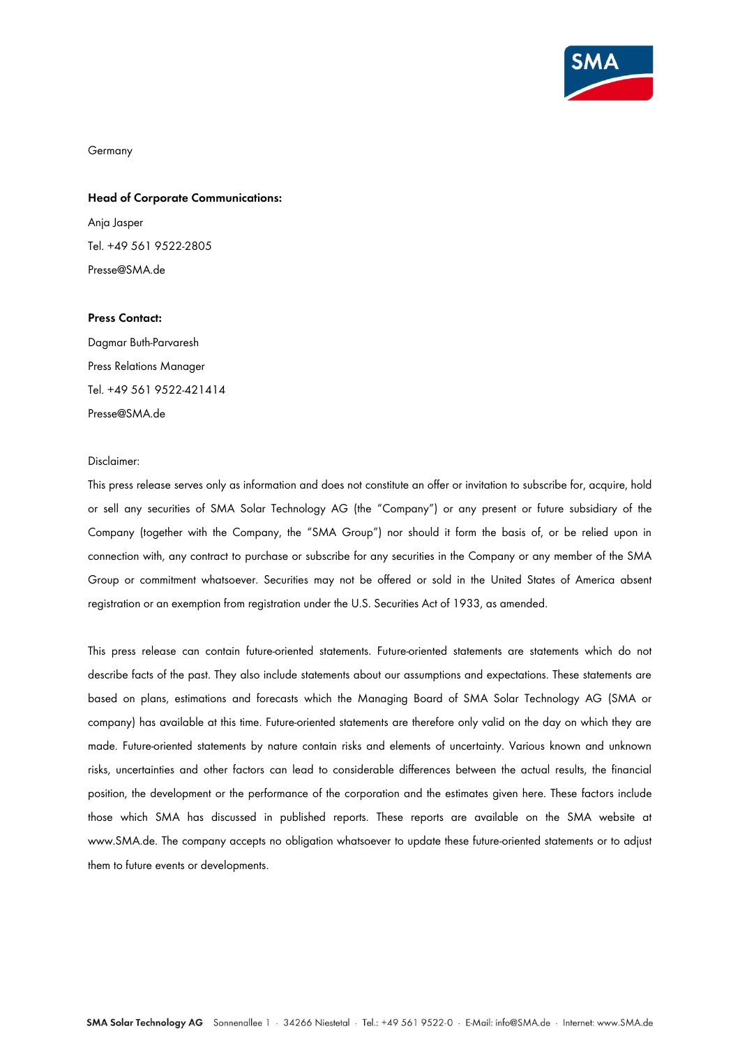Germany

**Head of Corporate Communications:**

Anja Jasper

Tel. +49 561 9522-2805

Presse@SMA.de

**Press Contact:**

Dagmar Buth-Parvaresh

Press Relations Manager

Tel. +49 561 9522-421414

Presse@SMA.de

Disclaimer:

This press release serves only as information and does not constitute an offer or invitation to subscribe for, acquire, hold or sell any securities of SMA Solar Technology AG (the "Company") or any present or future subsidiary of the Company (together with the Company, the "SMA Group") nor should it form the basis of, or be relied upon in connection with, any contract to purchase or subscribe for any securities in the Company or any member of the SMA Group or commitment whatsoever. Securities may not be offered or sold in the United States of America absent registration or an exemption from registration under the U.S. Securities Act of 1933, as amended.

This press release can contain future-oriented statements. Future-oriented statements are statements which do not describe facts of the past. They also include statements about our assumptions and expectations. These statements are based on plans, estimations and forecasts which the Managing Board of SMA Solar Technology AG (SMA or company) has available at this time. Future-oriented statements are therefore only valid on the day on which they are made. Future-oriented statements by nature contain risks and elements of uncertainty. Various known and unknown risks, uncertainties and other factors can lead to considerable differences between the actual results, the financial position, the development or the performance of the corporation and the estimates given here. These factors include those which SMA has discussed in published reports. These reports are available on the SMA website at www.SMA.de. The company accepts no obligation whatsoever to update these future-oriented statements or to adjust them to future events or developments.